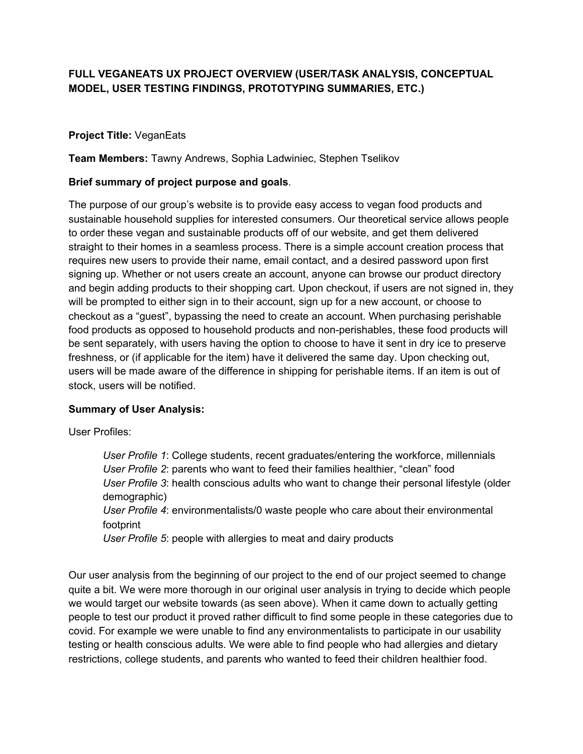# FULL VEGANEATS UX PROJECT OVERVIEW (USER/TASK ANALYSIS, CONCEPTUAL MODEL, USER TESTING FINDINGS, PROTOTYPING SUMMARIES, ETC.)

**Project Title:** VeganEats

**Team Members:** Tawny Andrews, Sophia Ladwiniec, Stephen Tselikov

**Brief summary of project purpose and goals**.

The purpose of our group's website is to provide easy access to vegan food products and sustainable household supplies for interested consumers. Our theoretical service allows people to order these vegan and sustainable products off of our website, and get them delivered straight to their homes in a seamless process. There is a simple account creation process that requires new users to provide their name, email contact, and a desired password upon first signing up. Whether or not users create an account, anyone can browse our product directory and begin adding products to their shopping cart. Upon checkout, if users are not signed in, they will be prompted to either sign in to their account, sign up for a new account, or choose to checkout as a "guest", bypassing the need to create an account. When purchasing perishable food products as opposed to household products and non-perishables, these food products will be sent separately, with users having the option to choose to have it sent in dry ice to preserve freshness, or (if applicable for the item) have it delivered the same day. Upon checking out, users will be made aware of the difference in shipping for perishable items. If an item is out of stock, users will be notified.

**Summary of User Analysis:**

User Profiles:

> *User Profile 1*: College students, recent graduates/entering the workforce, millennials
> *User Profile 2*: parents who want to feed their families healthier, "clean" food
> *User Profile 3*: health conscious adults who want to change their personal lifestyle (older demographic)
> *User Profile 4*: environmentalists/0 waste people who care about their environmental footprint
> *User Profile 5*: people with allergies to meat and dairy products

Our user analysis from the beginning of our project to the end of our project seemed to change quite a bit. We were more thorough in our original user analysis in trying to decide which people we would target our website towards (as seen above). When it came down to actually getting people to test our product it proved rather difficult to find some people in these categories due to covid. For example we were unable to find any environmentalists to participate in our usability testing or health conscious adults. We were able to find people who had allergies and dietary restrictions, college students, and parents who wanted to feed their children healthier food.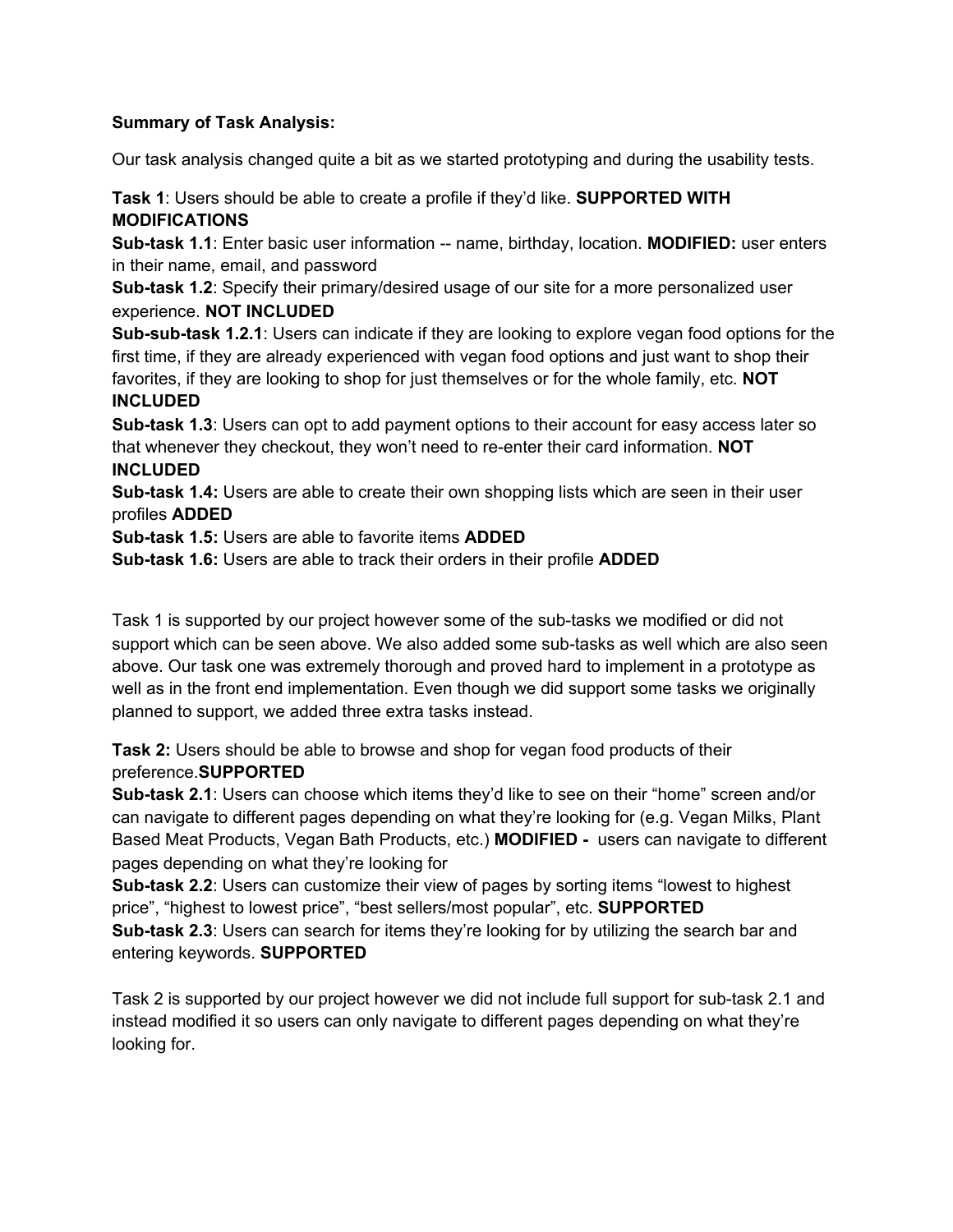**Summary of Task Analysis:**

Our task analysis changed quite a bit as we started prototyping and during the usability tests.

**Task 1**: Users should be able to create a profile if they'd like. **SUPPORTED WITH MODIFICATIONS**
**Sub-task 1.1**: Enter basic user information -- name, birthday, location. **MODIFIED:** user enters in their name, email, and password
**Sub-task 1.2**: Specify their primary/desired usage of our site for a more personalized user experience. **NOT INCLUDED**
**Sub-sub-task 1.2.1**: Users can indicate if they are looking to explore vegan food options for the first time, if they are already experienced with vegan food options and just want to shop their favorites, if they are looking to shop for just themselves or for the whole family, etc. **NOT INCLUDED**
**Sub-task 1.3**: Users can opt to add payment options to their account for easy access later so that whenever they checkout, they won't need to re-enter their card information. **NOT INCLUDED**
**Sub-task 1.4:** Users are able to create their own shopping lists which are seen in their user profiles **ADDED**
**Sub-task 1.5:** Users are able to favorite items **ADDED**
**Sub-task 1.6:** Users are able to track their orders in their profile **ADDED**

Task 1 is supported by our project however some of the sub-tasks we modified or did not support which can be seen above. We also added some sub-tasks as well which are also seen above. Our task one was extremely thorough and proved hard to implement in a prototype as well as in the front end implementation. Even though we did support some tasks we originally planned to support, we added three extra tasks instead.

**Task 2:** Users should be able to browse and shop for vegan food products of their preference.**SUPPORTED**
**Sub-task 2.1**: Users can choose which items they'd like to see on their "home" screen and/or can navigate to different pages depending on what they're looking for (e.g. Vegan Milks, Plant Based Meat Products, Vegan Bath Products, etc.) **MODIFIED -** users can navigate to different pages depending on what they're looking for
**Sub-task 2.2**: Users can customize their view of pages by sorting items "lowest to highest price", "highest to lowest price", "best sellers/most popular", etc. **SUPPORTED**
**Sub-task 2.3**: Users can search for items they're looking for by utilizing the search bar and entering keywords. **SUPPORTED**

Task 2 is supported by our project however we did not include full support for sub-task 2.1 and instead modified it so users can only navigate to different pages depending on what they're looking for.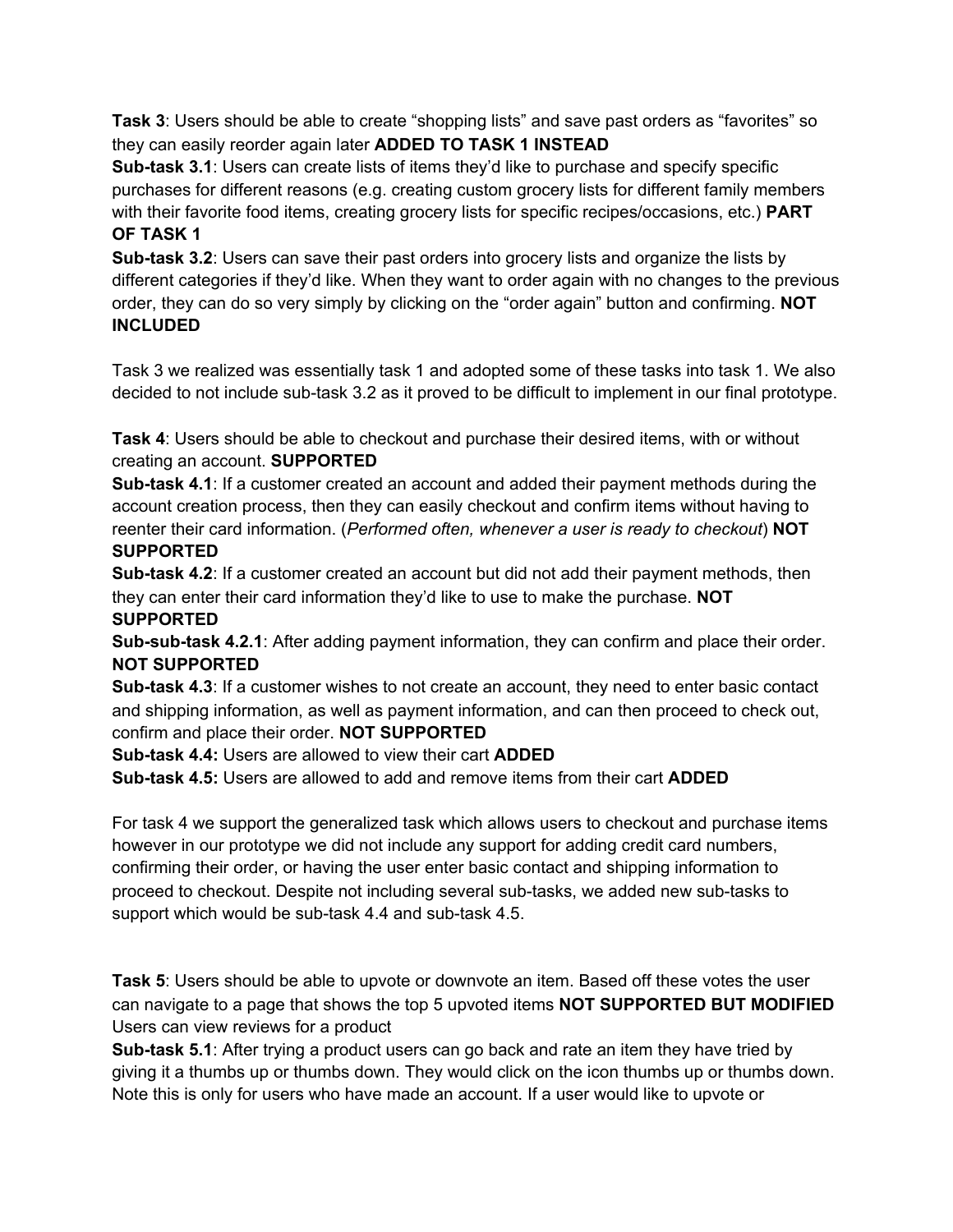**Task 3**: Users should be able to create "shopping lists" and save past orders as "favorites" so they can easily reorder again later **ADDED TO TASK 1 INSTEAD**

**Sub-task 3.1**: Users can create lists of items they'd like to purchase and specify specific purchases for different reasons (e.g. creating custom grocery lists for different family members with their favorite food items, creating grocery lists for specific recipes/occasions, etc.) **PART OF TASK 1**

**Sub-task 3.2**: Users can save their past orders into grocery lists and organize the lists by different categories if they'd like. When they want to order again with no changes to the previous order, they can do so very simply by clicking on the "order again" button and confirming. **NOT INCLUDED**

Task 3 we realized was essentially task 1 and adopted some of these tasks into task 1. We also decided to not include sub-task 3.2 as it proved to be difficult to implement in our final prototype.

**Task 4**: Users should be able to checkout and purchase their desired items, with or without creating an account. **SUPPORTED**

**Sub-task 4.1**: If a customer created an account and added their payment methods during the account creation process, then they can easily checkout and confirm items without having to reenter their card information. (*Performed often, whenever a user is ready to checkout*) **NOT SUPPORTED**

**Sub-task 4.2**: If a customer created an account but did not add their payment methods, then they can enter their card information they'd like to use to make the purchase. **NOT SUPPORTED**

**Sub-sub-task 4.2.1**: After adding payment information, they can confirm and place their order. **NOT SUPPORTED**

**Sub-task 4.3**: If a customer wishes to not create an account, they need to enter basic contact and shipping information, as well as payment information, and can then proceed to check out, confirm and place their order. **NOT SUPPORTED**

**Sub-task 4.4:** Users are allowed to view their cart **ADDED**

**Sub-task 4.5:** Users are allowed to add and remove items from their cart **ADDED**

For task 4 we support the generalized task which allows users to checkout and purchase items however in our prototype we did not include any support for adding credit card numbers, confirming their order, or having the user enter basic contact and shipping information to proceed to checkout. Despite not including several sub-tasks, we added new sub-tasks to support which would be sub-task 4.4 and sub-task 4.5.

**Task 5**: Users should be able to upvote or downvote an item. Based off these votes the user can navigate to a page that shows the top 5 upvoted items **NOT SUPPORTED BUT MODIFIED** Users can view reviews for a product

**Sub-task 5.1**: After trying a product users can go back and rate an item they have tried by giving it a thumbs up or thumbs down. They would click on the icon thumbs up or thumbs down. Note this is only for users who have made an account. If a user would like to upvote or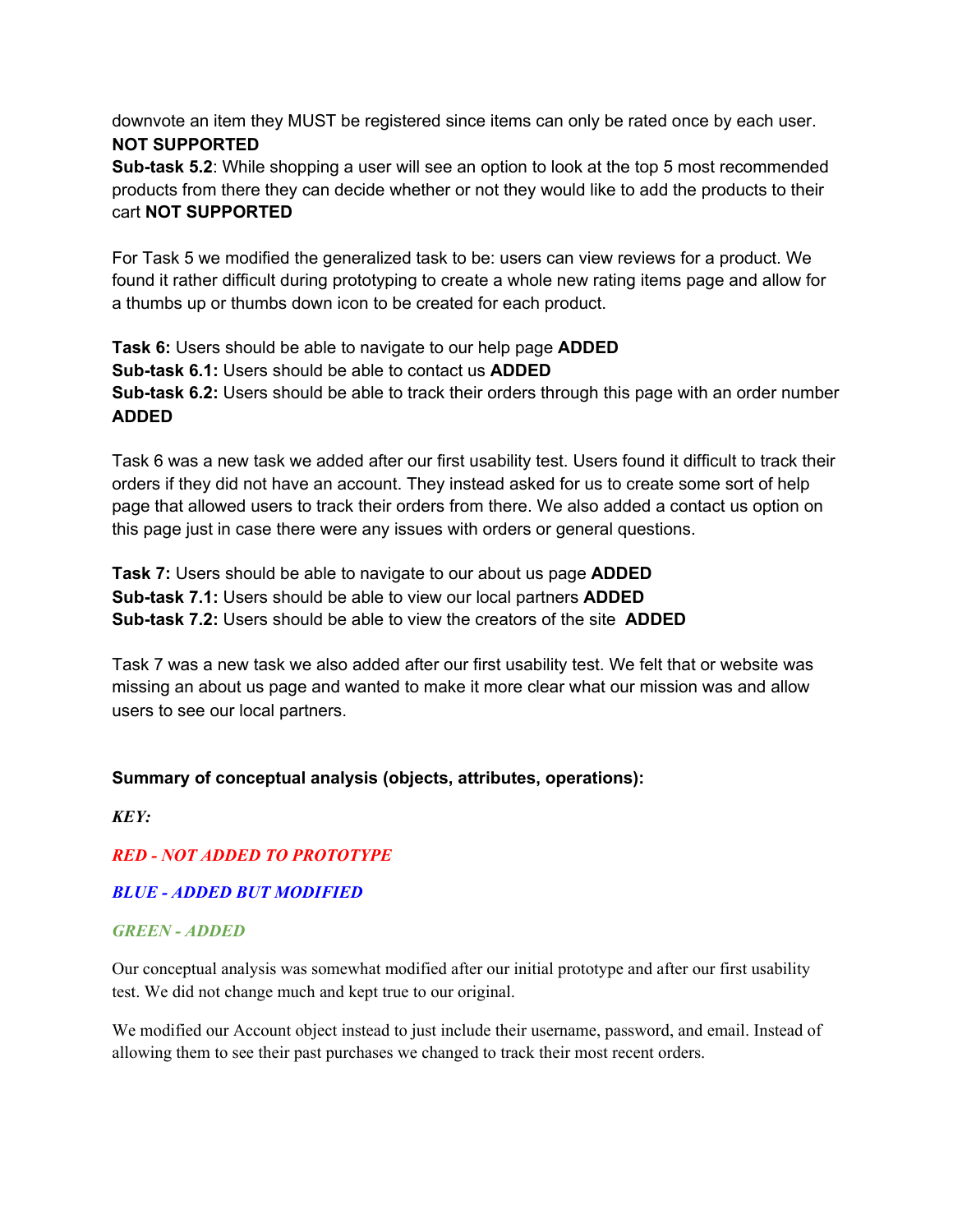downvote an item they MUST be registered since items can only be rated once by each user. **NOT SUPPORTED**

**Sub-task 5.2**: While shopping a user will see an option to look at the top 5 most recommended products from there they can decide whether or not they would like to add the products to their cart **NOT SUPPORTED**

For Task 5 we modified the generalized task to be: users can view reviews for a product. We found it rather difficult during prototyping to create a whole new rating items page and allow for a thumbs up or thumbs down icon to be created for each product.

**Task 6:** Users should be able to navigate to our help page **ADDED**

**Sub-task 6.1:** Users should be able to contact us **ADDED**

**Sub-task 6.2:** Users should be able to track their orders through this page with an order number **ADDED**

Task 6 was a new task we added after our first usability test. Users found it difficult to track their orders if they did not have an account. They instead asked for us to create some sort of help page that allowed users to track their orders from there. We also added a contact us option on this page just in case there were any issues with orders or general questions.

**Task 7:** Users should be able to navigate to our about us page **ADDED**

**Sub-task 7.1:** Users should be able to view our local partners **ADDED**

**Sub-task 7.2:** Users should be able to view the creators of the site **ADDED**

Task 7 was a new task we also added after our first usability test. We felt that or website was missing an about us page and wanted to make it more clear what our mission was and allow users to see our local partners.

**Summary of conceptual analysis (objects, attributes, operations):**

***KEY:***

***RED - NOT ADDED TO PROTOTYPE***

***BLUE - ADDED BUT MODIFIED***

***GREEN - ADDED***

Our conceptual analysis was somewhat modified after our initial prototype and after our first usability test. We did not change much and kept true to our original.

We modified our Account object instead to just include their username, password, and email. Instead of allowing them to see their past purchases we changed to track their most recent orders.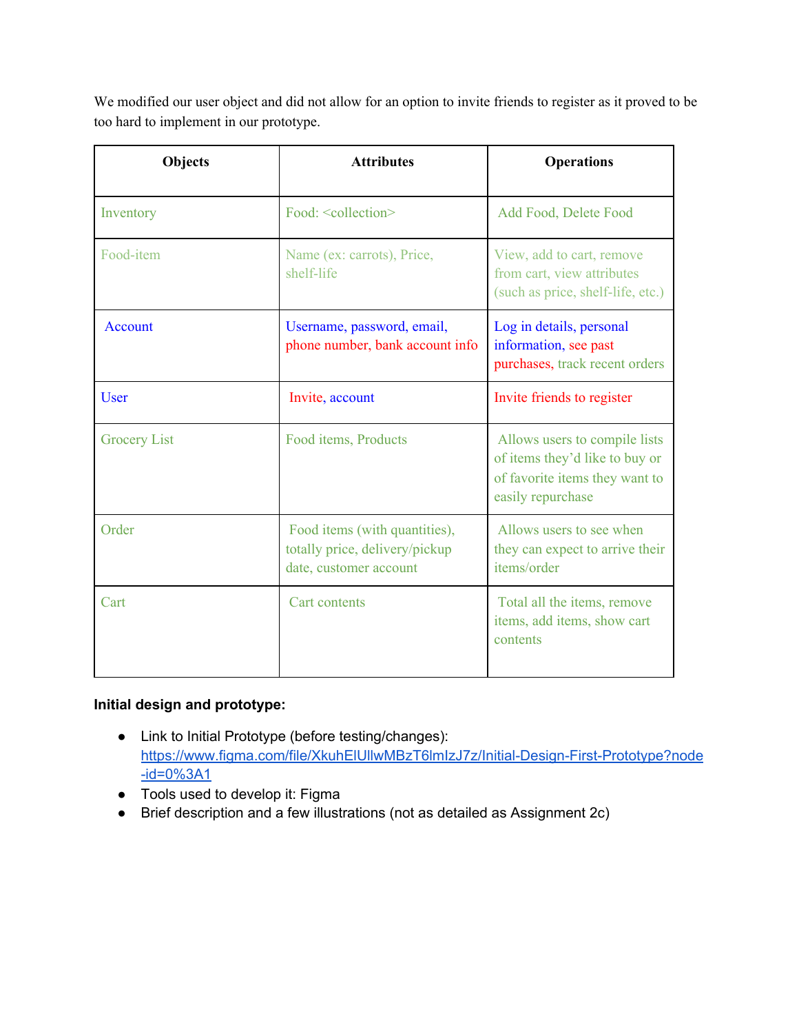We modified our user object and did not allow for an option to invite friends to register as it proved to be too hard to implement in our prototype.

| Objects | Attributes | Operations |
|---|---|---|
| Inventory | Food: <collection> | Add Food, Delete Food |
| Food-item | Name (ex: carrots), Price, shelf-life | View, add to cart, remove from cart, view attributes (such as price, shelf-life, etc.) |
| Account | Username, password, email, phone number, bank account info | Log in details, personal information, see past purchases, track recent orders |
| User | Invite, account | Invite friends to register |
| Grocery List | Food items, Products | Allows users to compile lists of items they'd like to buy or of favorite items they want to easily repurchase |
| Order | Food items (with quantities), totally price, delivery/pickup date, customer account | Allows users to see when they can expect to arrive their items/order |
| Cart | Cart contents | Total all the items, remove items, add items, show cart contents |

**Initial design and prototype:**

- Link to Initial Prototype (before testing/changes): https://www.figma.com/file/XkuhElUllwMBzT6lmIzJ7z/Initial-Design-First-Prototype?node-id=0%3A1
- Tools used to develop it: Figma
- Brief description and a few illustrations (not as detailed as Assignment 2c)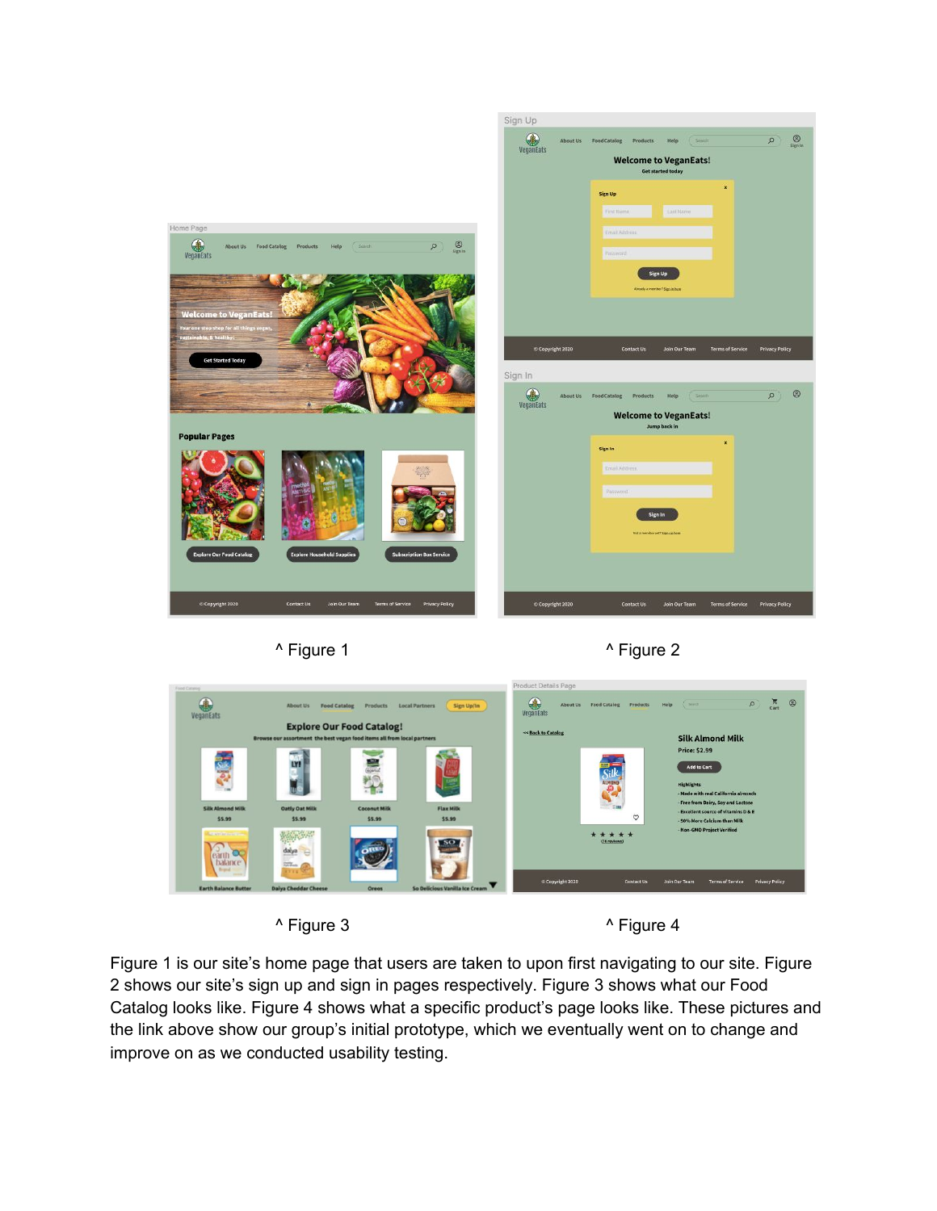^ Figure 1

^ Figure 2

^ Figure 3

^ Figure 4

Figure 1 is our site's home page that users are taken to upon first navigating to our site. Figure 2 shows our site's sign up and sign in pages respectively. Figure 3 shows what our Food Catalog looks like. Figure 4 shows what a specific product's page looks like. These pictures and the link above show our group's initial prototype, which we eventually went on to change and improve on as we conducted usability testing.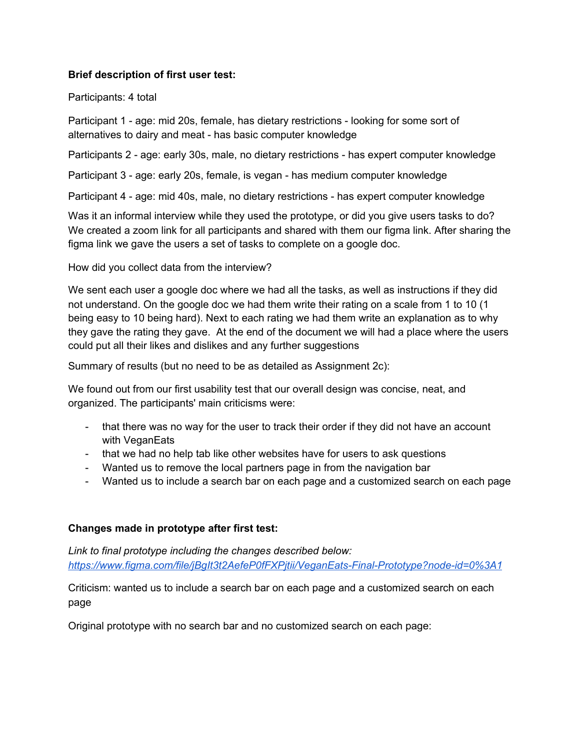**Brief description of first user test:**

Participants: 4 total

Participant 1 - age: mid 20s, female, has dietary restrictions - looking for some sort of alternatives to dairy and meat - has basic computer knowledge

Participants 2 - age: early 30s, male, no dietary restrictions - has expert computer knowledge

Participant 3 - age: early 20s, female, is vegan - has medium computer knowledge

Participant 4 - age: mid 40s, male, no dietary restrictions - has expert computer knowledge

Was it an informal interview while they used the prototype, or did you give users tasks to do? We created a zoom link for all participants and shared with them our figma link. After sharing the figma link we gave the users a set of tasks to complete on a google doc.

How did you collect data from the interview?

We sent each user a google doc where we had all the tasks, as well as instructions if they did not understand. On the google doc we had them write their rating on a scale from 1 to 10 (1 being easy to 10 being hard). Next to each rating we had them write an explanation as to why they gave the rating they gave. At the end of the document we will had a place where the users could put all their likes and dislikes and any further suggestions

Summary of results (but no need to be as detailed as Assignment 2c):

We found out from our first usability test that our overall design was concise, neat, and organized. The participants' main criticisms were:

- that there was no way for the user to track their order if they did not have an account with VeganEats
- that we had no help tab like other websites have for users to ask questions
- Wanted us to remove the local partners page in from the navigation bar
- Wanted us to include a search bar on each page and a customized search on each page

**Changes made in prototype after first test:**

*Link to final prototype including the changes described below:*
*https://www.figma.com/file/jBglt3t2AefeP0fFXPjtii/VeganEats-Final-Prototype?node-id=0%3A1*

Criticism: wanted us to include a search bar on each page and a customized search on each page

Original prototype with no search bar and no customized search on each page: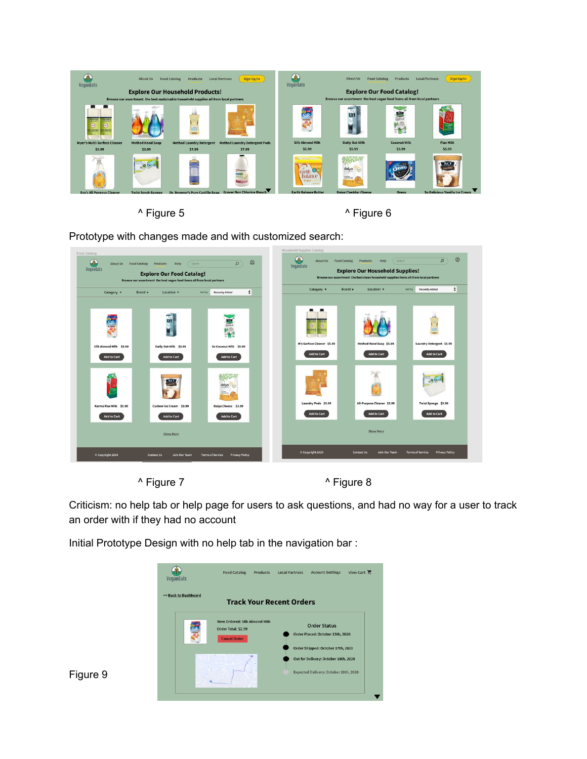^ Figure 5

^ Figure 6

Prototype with changes made and with customized search:

^ Figure 7

^ Figure 8

Criticism: no help tab or help page for users to ask questions, and had no way for a user to track an order with if they had no account

Initial Prototype Design with no help tab in the navigation bar :

Figure 9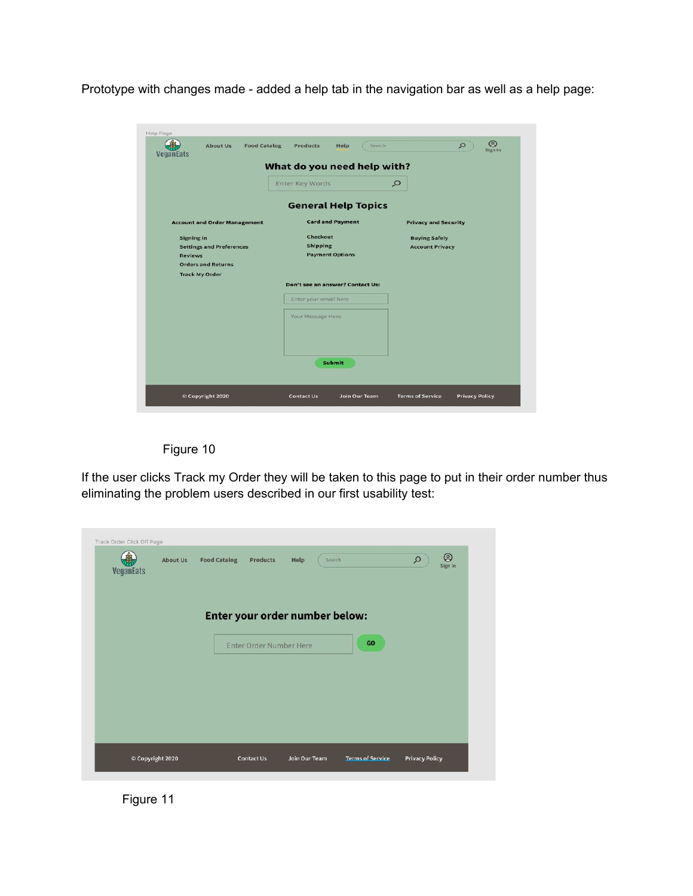Prototype with changes made - added a help tab in the navigation bar as well as a help page:

Figure 10

If the user clicks Track my Order they will be taken to this page to put in their order number thus eliminating the problem users described in our first usability test:

Figure 11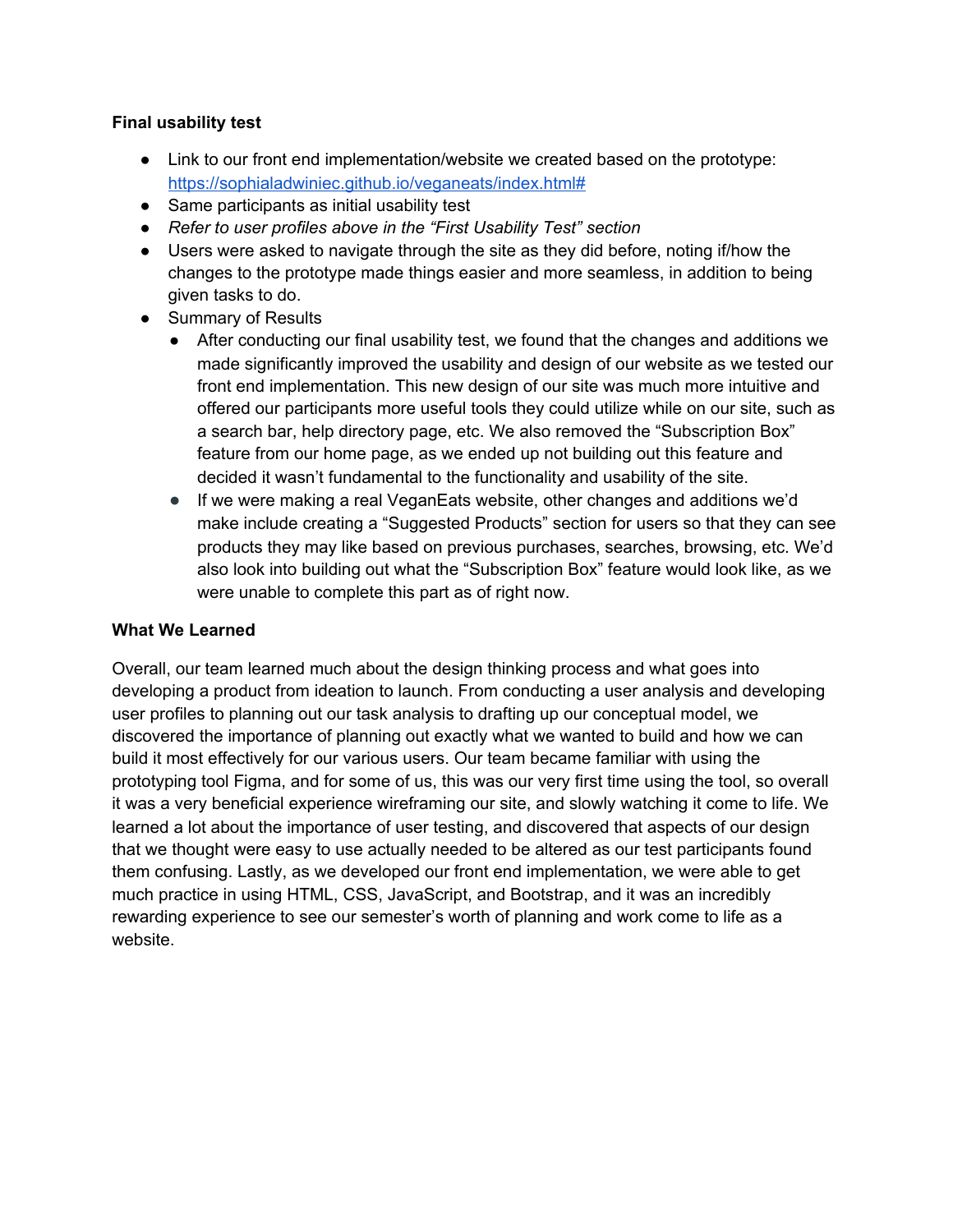**Final usability test**

- Link to our front end implementation/website we created based on the prototype: [https://sophialadwiniec.github.io/veganeats/index.html#](https://sophialadwiniec.github.io/veganeats/index.html#)
- Same participants as initial usability test
- *Refer to user profiles above in the "First Usability Test" section*
- Users were asked to navigate through the site as they did before, noting if/how the changes to the prototype made things easier and more seamless, in addition to being given tasks to do.
- Summary of Results
  - After conducting our final usability test, we found that the changes and additions we made significantly improved the usability and design of our website as we tested our front end implementation. This new design of our site was much more intuitive and offered our participants more useful tools they could utilize while on our site, such as a search bar, help directory page, etc. We also removed the "Subscription Box" feature from our home page, as we ended up not building out this feature and decided it wasn't fundamental to the functionality and usability of the site.
  - If we were making a real VeganEats website, other changes and additions we'd make include creating a "Suggested Products" section for users so that they can see products they may like based on previous purchases, searches, browsing, etc. We'd also look into building out what the "Subscription Box" feature would look like, as we were unable to complete this part as of right now.

**What We Learned**

Overall, our team learned much about the design thinking process and what goes into developing a product from ideation to launch. From conducting a user analysis and developing user profiles to planning out our task analysis to drafting up our conceptual model, we discovered the importance of planning out exactly what we wanted to build and how we can build it most effectively for our various users. Our team became familiar with using the prototyping tool Figma, and for some of us, this was our very first time using the tool, so overall it was a very beneficial experience wireframing our site, and slowly watching it come to life. We learned a lot about the importance of user testing, and discovered that aspects of our design that we thought were easy to use actually needed to be altered as our test participants found them confusing. Lastly, as we developed our front end implementation, we were able to get much practice in using HTML, CSS, JavaScript, and Bootstrap, and it was an incredibly rewarding experience to see our semester's worth of planning and work come to life as a website.